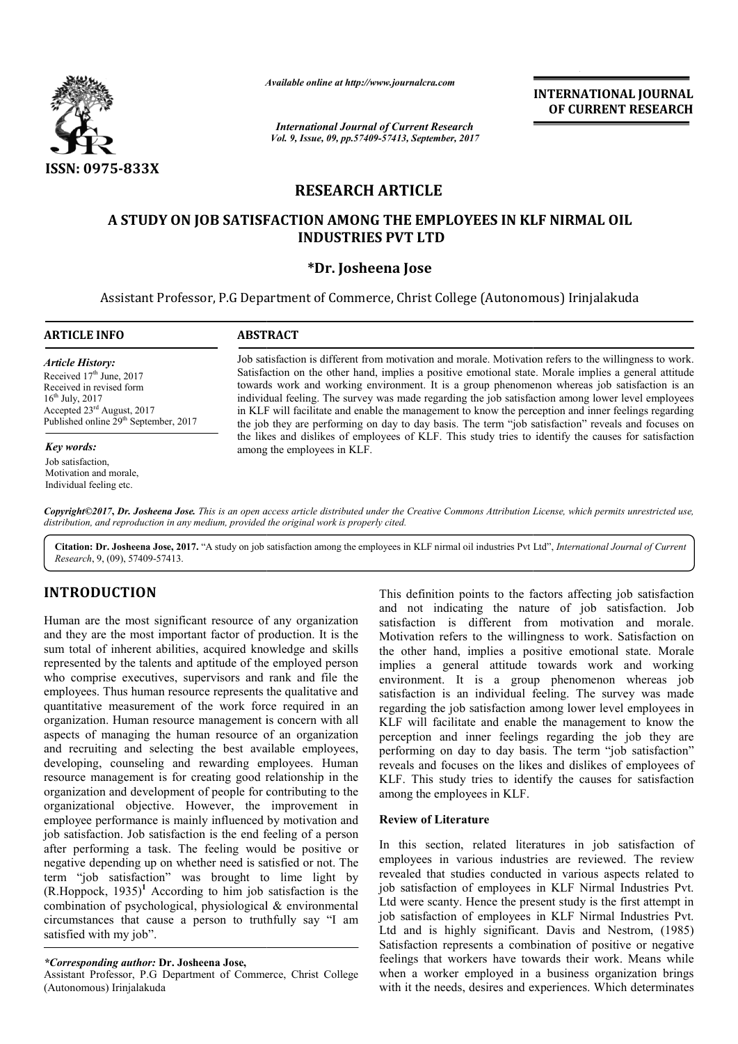*Available online at http://www.journalcra.com*

*International Journal of Current Research*
*Vol. 9, Issue, 09, pp.57409-57413, September, 2017*

**INTERNATIONAL JOURNAL OF CURRENT RESEARCH**

ISSN: 0975-833X

# RESEARCH ARTICLE

# A STUDY ON JOB SATISFACTION AMONG THE EMPLOYEES IN KLF NIRMAL OIL INDUSTRIES PVT LTD

**\*Dr. Josheena Jose**

Assistant Professor, P.G Department of Commerce, Christ College (Autonomous) Irinjalakuda

**ARTICLE INFO**

*Article History:*
Received 17th June, 2017
Received in revised form 16th July, 2017
Accepted 23rd August, 2017
Published online 29th September, 2017

*Key words:*
Job satisfaction,
Motivation and morale,
Individual feeling etc.

**ABSTRACT**

Job satisfaction is different from motivation and morale. Motivation refers to the willingness to work. Satisfaction on the other hand, implies a positive emotional state. Morale implies a general attitude towards work and working environment. It is a group phenomenon whereas job satisfaction is an individual feeling. The survey was made regarding the job satisfaction among lower level employees in KLF will facilitate and enable the management to know the perception and inner feelings regarding the job they are performing on day to day basis. The term "job satisfaction" reveals and focuses on the likes and dislikes of employees of KLF. This study tries to identify the causes for satisfaction among the employees in KLF.

*Copyright©2017, Dr. Josheena Jose. This is an open access article distributed under the Creative Commons Attribution License, which permits unrestricted use, distribution, and reproduction in any medium, provided the original work is properly cited.*

**Citation: Dr. Josheena Jose, 2017.** "A study on job satisfaction among the employees in KLF nirmal oil industries Pvt Ltd", *International Journal of Current Research*, 9, (09), 57409-57413.

## INTRODUCTION

Human are the most significant resource of any organization and they are the most important factor of production. It is the sum total of inherent abilities, acquired knowledge and skills represented by the talents and aptitude of the employed person who comprise executives, supervisors and rank and file the employees. Thus human resource represents the qualitative and quantitative measurement of the work force required in an organization. Human resource management is concern with all aspects of managing the human resource of an organization and recruiting and selecting the best available employees, developing, counseling and rewarding employees. Human resource management is for creating good relationship in the organization and development of people for contributing to the organizational objective. However, the improvement in employee performance is mainly influenced by motivation and job satisfaction. Job satisfaction is the end feeling of a person after performing a task. The feeling would be positive or negative depending up on whether need is satisfied or not. The term "job satisfaction" was brought to lime light by (R.Hoppock, 1935)[1] According to him job satisfaction is the combination of psychological, physiological & environmental circumstances that cause a person to truthfully say "I am satisfied with my job".

This definition points to the factors affecting job satisfaction and not indicating the nature of job satisfaction. Job satisfaction is different from motivation and morale. Motivation refers to the willingness to work. Satisfaction on the other hand, implies a positive emotional state. Morale implies a general attitude towards work and working environment. It is a group phenomenon whereas job satisfaction is an individual feeling. The survey was made regarding the job satisfaction among lower level employees in KLF will facilitate and enable the management to know the perception and inner feelings regarding the job they are performing on day to day basis. The term "job satisfaction" reveals and focuses on the likes and dislikes of employees of KLF. This study tries to identify the causes for satisfaction among the employees in KLF.

### Review of Literature

In this section, related literatures in job satisfaction of employees in various industries are reviewed. The review revealed that studies conducted in various aspects related to job satisfaction of employees in KLF Nirmal Industries Pvt. Ltd were scanty. Hence the present study is the first attempt in job satisfaction of employees in KLF Nirmal Industries Pvt. Ltd and is highly significant. Davis and Nestrom, (1985) Satisfaction represents a combination of positive or negative feelings that workers have towards their work. Means while when a worker employed in a business organization brings with it the needs, desires and experiences. Which determinates

*\*Corresponding author:* **Dr. Josheena Jose,**
Assistant Professor, P.G Department of Commerce, Christ College (Autonomous) Irinjalakuda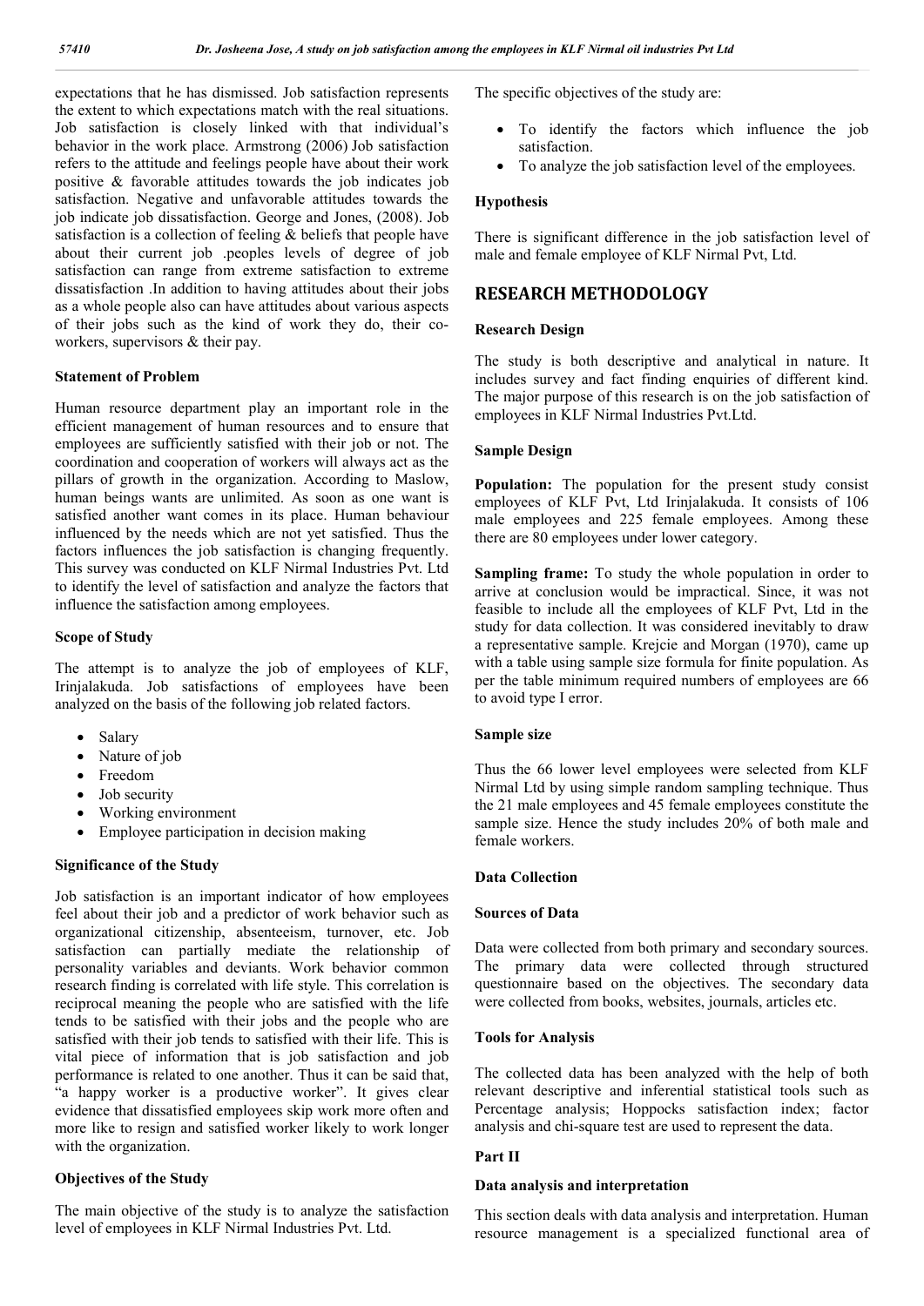expectations that he has dismissed. Job satisfaction represents the extent to which expectations match with the real situations. Job satisfaction is closely linked with that individual's behavior in the work place. Armstrong (2006) Job satisfaction refers to the attitude and feelings people have about their work positive & favorable attitudes towards the job indicates job satisfaction. Negative and unfavorable attitudes towards the job indicate job dissatisfaction. George and Jones, (2008). Job satisfaction is a collection of feeling & beliefs that people have about their current job .peoples levels of degree of job satisfaction can range from extreme satisfaction to extreme dissatisfaction .In addition to having attitudes about their jobs as a whole people also can have attitudes about various aspects of their jobs such as the kind of work they do, their co-workers, supervisors & their pay.

### Statement of Problem

Human resource department play an important role in the efficient management of human resources and to ensure that employees are sufficiently satisfied with their job or not. The coordination and cooperation of workers will always act as the pillars of growth in the organization. According to Maslow, human beings wants are unlimited. As soon as one want is satisfied another want comes in its place. Human behaviour influenced by the needs which are not yet satisfied. Thus the factors influences the job satisfaction is changing frequently. This survey was conducted on KLF Nirmal Industries Pvt. Ltd to identify the level of satisfaction and analyze the factors that influence the satisfaction among employees.

### Scope of Study

The attempt is to analyze the job of employees of KLF, Irinjalakuda. Job satisfactions of employees have been analyzed on the basis of the following job related factors.

- Salary
- Nature of job
- Freedom
- Job security
- Working environment
- Employee participation in decision making

### Significance of the Study

Job satisfaction is an important indicator of how employees feel about their job and a predictor of work behavior such as organizational citizenship, absenteeism, turnover, etc. Job satisfaction can partially mediate the relationship of personality variables and deviants. Work behavior common research finding is correlated with life style. This correlation is reciprocal meaning the people who are satisfied with the life tends to be satisfied with their jobs and the people who are satisfied with their job tends to satisfied with their life. This is vital piece of information that is job satisfaction and job performance is related to one another. Thus it can be said that, "a happy worker is a productive worker". It gives clear evidence that dissatisfied employees skip work more often and more like to resign and satisfied worker likely to work longer with the organization.

### Objectives of the Study

The main objective of the study is to analyze the satisfaction level of employees in KLF Nirmal Industries Pvt. Ltd.

The specific objectives of the study are:

- To identify the factors which influence the job satisfaction.
- To analyze the job satisfaction level of the employees.

### Hypothesis

There is significant difference in the job satisfaction level of male and female employee of KLF Nirmal Pvt, Ltd.

## RESEARCH METHODOLOGY

### Research Design

The study is both descriptive and analytical in nature. It includes survey and fact finding enquiries of different kind. The major purpose of this research is on the job satisfaction of employees in KLF Nirmal Industries Pvt.Ltd.

### Sample Design

**Population:** The population for the present study consist employees of KLF Pvt, Ltd Irinjalakuda. It consists of 106 male employees and 225 female employees. Among these there are 80 employees under lower category.

**Sampling frame:** To study the whole population in order to arrive at conclusion would be impractical. Since, it was not feasible to include all the employees of KLF Pvt, Ltd in the study for data collection. It was considered inevitably to draw a representative sample. Krejcie and Morgan (1970), came up with a table using sample size formula for finite population. As per the table minimum required numbers of employees are 66 to avoid type I error.

### Sample size

Thus the 66 lower level employees were selected from KLF Nirmal Ltd by using simple random sampling technique. Thus the 21 male employees and 45 female employees constitute the sample size. Hence the study includes 20% of both male and female workers.

### Data Collection

### Sources of Data

Data were collected from both primary and secondary sources. The primary data were collected through structured questionnaire based on the objectives. The secondary data were collected from books, websites, journals, articles etc.

### Tools for Analysis

The collected data has been analyzed with the help of both relevant descriptive and inferential statistical tools such as Percentage analysis; Hoppocks satisfaction index; factor analysis and chi-square test are used to represent the data.

### Part II

### Data analysis and interpretation

This section deals with data analysis and interpretation. Human resource management is a specialized functional area of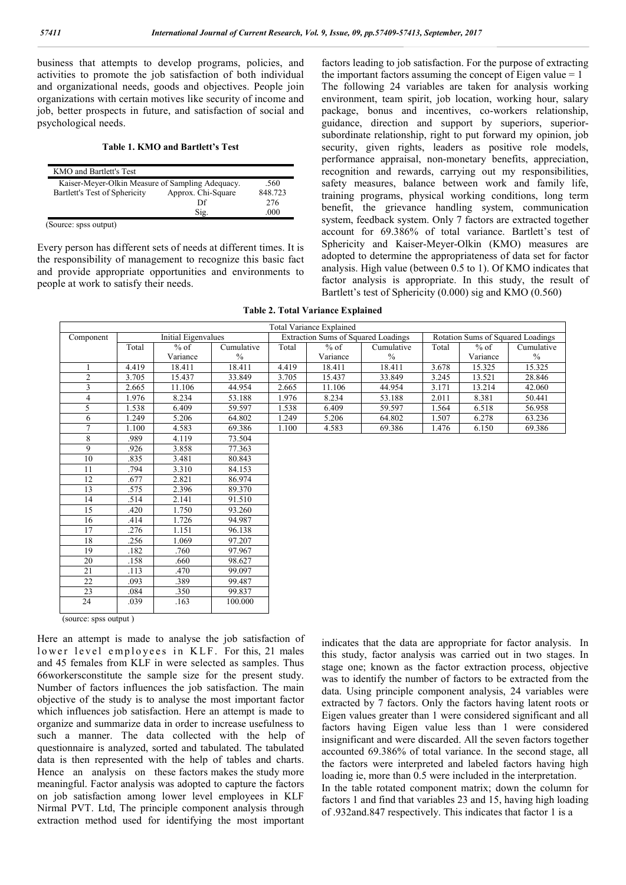business that attempts to develop programs, policies, and activities to promote the job satisfaction of both individual and organizational needs, goods and objectives. People join organizations with certain motives like security of income and job, better prospects in future, and satisfaction of social and psychological needs.

**Table 1. KMO and Bartlett's Test**

| KMO and Bartlett's Test | | |
|---|---|---|
| Kaiser-Meyer-Olkin Measure of Sampling Adequacy. | | .560 |
| Bartlett's Test of Sphericity | Approx. Chi-Square | 848.723 |
| | Df | 276 |
| | Sig. | .000 |

(Source: spss output)

Every person has different sets of needs at different times. It is the responsibility of management to recognize this basic fact and provide appropriate opportunities and environments to people at work to satisfy their needs.

factors leading to job satisfaction. For the purpose of extracting the important factors assuming the concept of Eigen value = 1
The following 24 variables are taken for analysis working environment, team spirit, job location, working hour, salary package, bonus and incentives, co-workers relationship, guidance, direction and support by superiors, superior-subordinate relationship, right to put forward my opinion, job security, given rights, leaders as positive role models, performance appraisal, non-monetary benefits, appreciation, recognition and rewards, carrying out my responsibilities, safety measures, balance between work and family life, training programs, physical working conditions, long term benefit, the grievance handling system, communication system, feedback system. Only 7 factors are extracted together account for 69.386% of total variance. Bartlett's test of Sphericity and Kaiser-Meyer-Olkin (KMO) measures are adopted to determine the appropriateness of data set for factor analysis. High value (between 0.5 to 1). Of KMO indicates that factor analysis is appropriate. In this study, the result of Bartlett's test of Sphericity (0.000) sig and KMO (0.560)

**Table 2. Total Variance Explained**

| Component | Initial Eigenvalues | | | Extraction Sums of Squared Loadings | | | Rotation Sums of Squared Loadings | | |
|---|---|---|---|---|---|---|---|---|---|
| | Total | % of Variance | Cumulative % | Total | % of Variance | Cumulative % | Total | % of Variance | Cumulative % |
| 1 | 4.419 | 18.411 | 18.411 | 4.419 | 18.411 | 18.411 | 3.678 | 15.325 | 15.325 |
| 2 | 3.705 | 15.437 | 33.849 | 3.705 | 15.437 | 33.849 | 3.245 | 13.521 | 28.846 |
| 3 | 2.665 | 11.106 | 44.954 | 2.665 | 11.106 | 44.954 | 3.171 | 13.214 | 42.060 |
| 4 | 1.976 | 8.234 | 53.188 | 1.976 | 8.234 | 53.188 | 2.011 | 8.381 | 50.441 |
| 5 | 1.538 | 6.409 | 59.597 | 1.538 | 6.409 | 59.597 | 1.564 | 6.518 | 56.958 |
| 6 | 1.249 | 5.206 | 64.802 | 1.249 | 5.206 | 64.802 | 1.507 | 6.278 | 63.236 |
| 7 | 1.100 | 4.583 | 69.386 | 1.100 | 4.583 | 69.386 | 1.476 | 6.150 | 69.386 |
| 8 | .989 | 4.119 | 73.504 | | | | | | |
| 9 | .926 | 3.858 | 77.363 | | | | | | |
| 10 | .835 | 3.481 | 80.843 | | | | | | |
| 11 | .794 | 3.310 | 84.153 | | | | | | |
| 12 | .677 | 2.821 | 86.974 | | | | | | |
| 13 | .575 | 2.396 | 89.370 | | | | | | |
| 14 | .514 | 2.141 | 91.510 | | | | | | |
| 15 | .420 | 1.750 | 93.260 | | | | | | |
| 16 | .414 | 1.726 | 94.987 | | | | | | |
| 17 | .276 | 1.151 | 96.138 | | | | | | |
| 18 | .256 | 1.069 | 97.207 | | | | | | |
| 19 | .182 | .760 | 97.967 | | | | | | |
| 20 | .158 | .660 | 98.627 | | | | | | |
| 21 | .113 | .470 | 99.097 | | | | | | |
| 22 | .093 | .389 | 99.487 | | | | | | |
| 23 | .084 | .350 | 99.837 | | | | | | |
| 24 | .039 | .163 | 100.000 | | | | | | |

(source: spss output )

Here an attempt is made to analyse the job satisfaction of lower level employees in KLF. For this, 21 males and 45 females from KLF in were selected as samples. Thus 66workersconstitute the sample size for the present study. Number of factors influences the job satisfaction. The main objective of the study is to analyse the most important factor which influences job satisfaction. Here an attempt is made to organize and summarize data in order to increase usefulness to such a manner. The data collected with the help of questionnaire is analyzed, sorted and tabulated. The tabulated data is then represented with the help of tables and charts. Hence an analysis on these factors makes the study more meaningful. Factor analysis was adopted to capture the factors on job satisfaction among lower level employees in KLF Nirmal PVT. Ltd, The principle component analysis through extraction method used for identifying the most important

indicates that the data are appropriate for factor analysis. In this study, factor analysis was carried out in two stages. In stage one; known as the factor extraction process, objective was to identify the number of factors to be extracted from the data. Using principle component analysis, 24 variables were extracted by 7 factors. Only the factors having latent roots or Eigen values greater than 1 were considered significant and all factors having Eigen value less than 1 were considered insignificant and were discarded. All the seven factors together accounted 69.386% of total variance. In the second stage, all the factors were interpreted and labeled factors having high loading ie, more than 0.5 were included in the interpretation.
In the table rotated component matrix; down the column for factors 1 and find that variables 23 and 15, having high loading of .932and.847 respectively. This indicates that factor 1 is a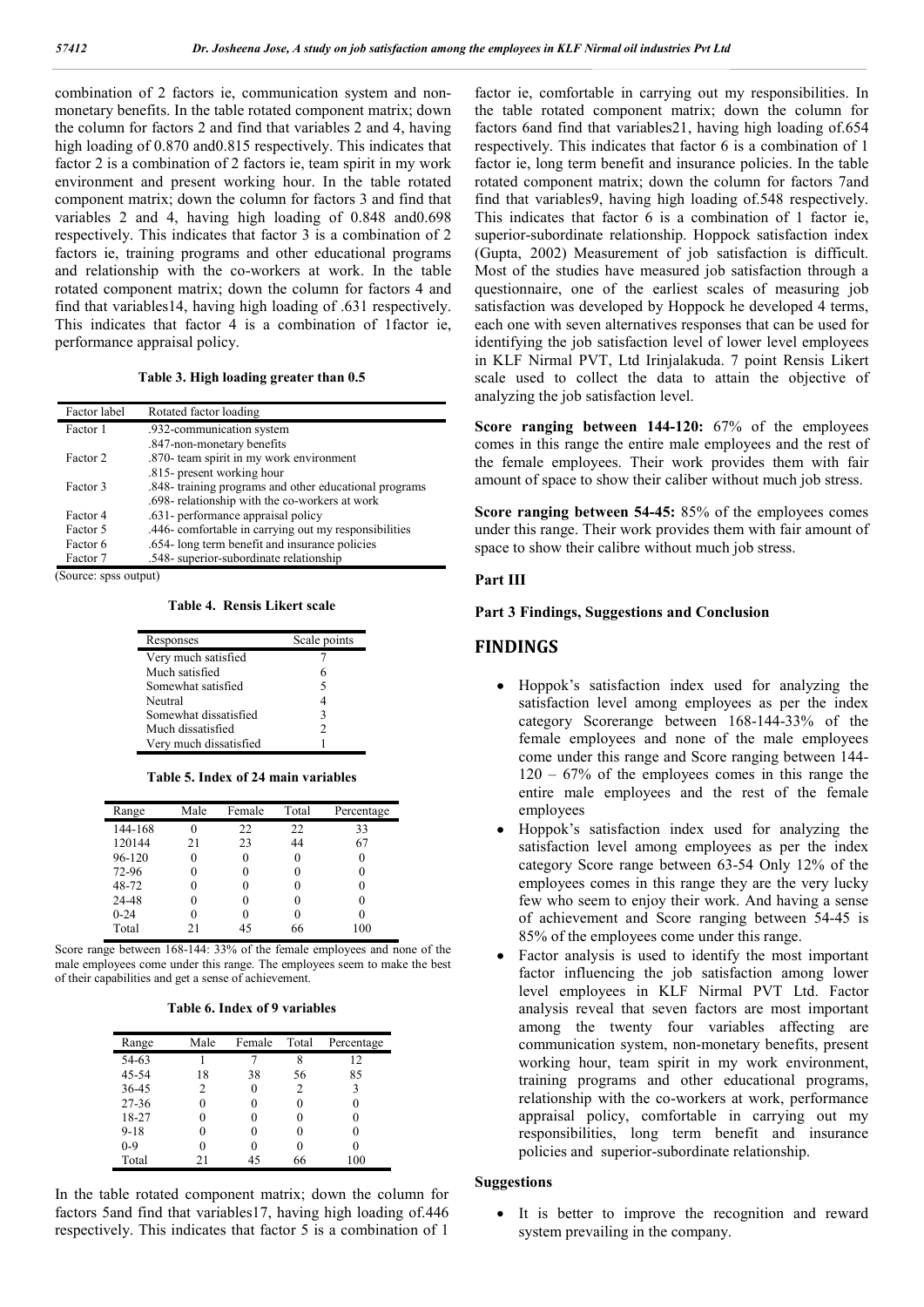combination of 2 factors ie, communication system and non-monetary benefits. In the table rotated component matrix; down the column for factors 2 and find that variables 2 and 4, having high loading of 0.870 and0.815 respectively. This indicates that factor 2 is a combination of 2 factors ie, team spirit in my work environment and present working hour. In the table rotated component matrix; down the column for factors 3 and find that variables 2 and 4, having high loading of 0.848 and0.698 respectively. This indicates that factor 3 is a combination of 2 factors ie, training programs and other educational programs and relationship with the co-workers at work. In the table rotated component matrix; down the column for factors 4 and find that variables14, having high loading of .631 respectively. This indicates that factor 4 is a combination of 1factor ie, performance appraisal policy.

**Table 3. High loading greater than 0.5**

| Factor label | Rotated factor loading |
|---|---|
| Factor 1 | .932-communication system |
| | .847-non-monetary benefits |
| Factor 2 | .870- team spirit in my work environment |
| | .815- present working hour |
| Factor 3 | .848- training programs and other educational programs |
| | .698- relationship with the co-workers at work |
| Factor 4 | .631- performance appraisal policy |
| Factor 5 | .446- comfortable in carrying out my responsibilities |
| Factor 6 | .654- long term benefit and insurance policies |
| Factor 7 | .548- superior-subordinate relationship |

(Source: spss output)

**Table 4. Rensis Likert scale**

| Responses | Scale points |
|---|---|
| Very much satisfied | 7 |
| Much satisfied | 6 |
| Somewhat satisfied | 5 |
| Neutral | 4 |
| Somewhat dissatisfied | 3 |
| Much dissatisfied | 2 |
| Very much dissatisfied | 1 |

**Table 5. Index of 24 main variables**

| Range | Male | Female | Total | Percentage |
|---|---|---|---|---|
| 144-168 | 0 | 22 | 22 | 33 |
| 120144 | 21 | 23 | 44 | 67 |
| 96-120 | 0 | 0 | 0 | 0 |
| 72-96 | 0 | 0 | 0 | 0 |
| 48-72 | 0 | 0 | 0 | 0 |
| 24-48 | 0 | 0 | 0 | 0 |
| 0-24 | 0 | 0 | 0 | 0 |
| Total | 21 | 45 | 66 | 100 |

Score range between 168-144: 33% of the female employees and none of the male employees come under this range. The employees seem to make the best of their capabilities and get a sense of achievement.

**Table 6. Index of 9 variables**

| Range | Male | Female | Total | Percentage |
|---|---|---|---|---|
| 54-63 | 1 | 7 | 8 | 12 |
| 45-54 | 18 | 38 | 56 | 85 |
| 36-45 | 2 | 0 | 2 | 3 |
| 27-36 | 0 | 0 | 0 | 0 |
| 18-27 | 0 | 0 | 0 | 0 |
| 9-18 | 0 | 0 | 0 | 0 |
| 0-9 | 0 | 0 | 0 | 0 |
| Total | 21 | 45 | 66 | 100 |

In the table rotated component matrix; down the column for factors 5and find that variables17, having high loading of.446 respectively. This indicates that factor 5 is a combination of 1 factor ie, comfortable in carrying out my responsibilities. In the table rotated component matrix; down the column for factors 6and find that variables21, having high loading of.654 respectively. This indicates that factor 6 is a combination of 1 factor ie, long term benefit and insurance policies. In the table rotated component matrix; down the column for factors 7and find that variables9, having high loading of.548 respectively. This indicates that factor 6 is a combination of 1 factor ie, superior-subordinate relationship. Hoppock satisfaction index (Gupta, 2002) Measurement of job satisfaction is difficult. Most of the studies have measured job satisfaction through a questionnaire, one of the earliest scales of measuring job satisfaction was developed by Hoppock he developed 4 terms, each one with seven alternatives responses that can be used for identifying the job satisfaction level of lower level employees in KLF Nirmal PVT, Ltd Irinjalakuda. 7 point Rensis Likert scale used to collect the data to attain the objective of analyzing the job satisfaction level.

**Score ranging between 144-120:** 67% of the employees comes in this range the entire male employees and the rest of the female employees. Their work provides them with fair amount of space to show their caliber without much job stress.

**Score ranging between 54-45:** 85% of the employees comes under this range. Their work provides them with fair amount of space to show their calibre without much job stress.

**Part III**

**Part 3 Findings, Suggestions and Conclusion**

## FINDINGS

- Hoppok's satisfaction index used for analyzing the satisfaction level among employees as per the index category Scorerange between 168-144-33% of the female employees and none of the male employees come under this range and Score ranging between 144-120 – 67% of the employees comes in this range the entire male employees and the rest of the female employees
- Hoppok's satisfaction index used for analyzing the satisfaction level among employees as per the index category Score range between 63-54 Only 12% of the employees comes in this range they are the very lucky few who seem to enjoy their work. And having a sense of achievement and Score ranging between 54-45 is 85% of the employees come under this range.
- Factor analysis is used to identify the most important factor influencing the job satisfaction among lower level employees in KLF Nirmal PVT Ltd. Factor analysis reveal that seven factors are most important among the twenty four variables affecting are communication system, non-monetary benefits, present working hour, team spirit in my work environment, training programs and other educational programs, relationship with the co-workers at work, performance appraisal policy, comfortable in carrying out my responsibilities, long term benefit and insurance policies and superior-subordinate relationship.

**Suggestions**

- It is better to improve the recognition and reward system prevailing in the company.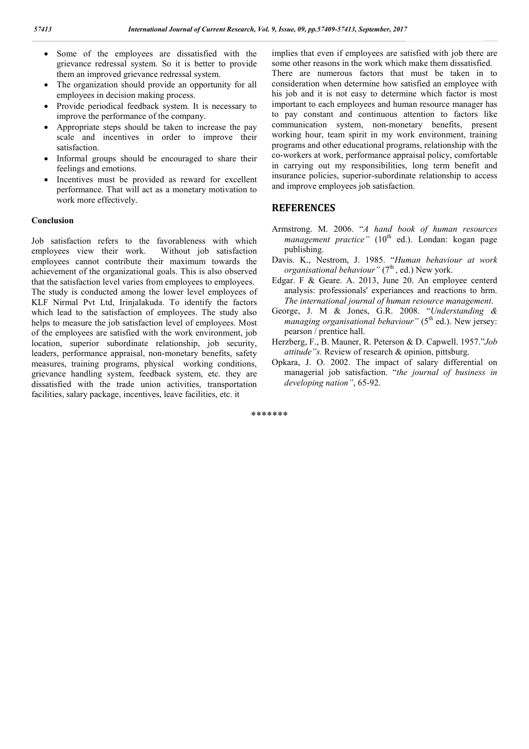- Some of the employees are dissatisfied with the grievance redressal system. So it is better to provide them an improved grievance redressal system.
- The organization should provide an opportunity for all employees in decision making process.
- Provide periodical feedback system. It is necessary to improve the performance of the company.
- Appropriate steps should be taken to increase the pay scale and incentives in order to improve their satisfaction.
- Informal groups should be encouraged to share their feelings and emotions.
- Incentives must be provided as reward for excellent performance. That will act as a monetary motivation to work more effectively.

### Conclusion

Job satisfaction refers to the favorableness with which employees view their work. Without job satisfaction employees cannot contribute their maximum towards the achievement of the organizational goals. This is also observed that the satisfaction level varies from employees to employees. The study is conducted among the lower level employees of KLF Nirmal Pvt Ltd, Irinjalakuda. To identify the factors which lead to the satisfaction of employees. The study also helps to measure the job satisfaction level of employees. Most of the employees are satisfied with the work environment, job location, superior subordinate relationship, job security, leaders, performance appraisal, non-monetary benefits, safety measures, training programs, physical working conditions, grievance handling system, feedback system, etc. they are dissatisfied with the trade union activities, transportation facilities, salary package, incentives, leave facilities, etc. it implies that even if employees are satisfied with job there are some other reasons in the work which make them dissatisfied. There are numerous factors that must be taken in to consideration when determine how satisfied an employee with his job and it is not easy to determine which factor is most important to each employees and human resource manager has to pay constant and continuous attention to factors like communication system, non-monetary benefits, present working hour, team spirit in my work environment, training programs and other educational programs, relationship with the co-workers at work, performance appraisal policy, comfortable in carrying out my responsibilities, long term benefit and insurance policies, superior-subordinate relationship to access and improve employees job satisfaction.

## REFERENCES

Armstrong. M. 2006. "*A hand book of human resources management practice"* (10th ed.). Londan: kogan page publishing.

Davis. K., Nestrom, J. 1985. "*Human behaviour at work organisational behaviour"* (7th , ed.) New york.

Edgar. F & Geare. A. 2013, June 20. An employee centerd analysis: professionals' experiances and reactions to hrm. *The international journal of human resource management*.

George, J. M & Jones, G.R. 2008. "*Understanding & managing organisational behaviour"* (5th ed.). New jersey: pearson / prentice hall.

Herzberg, F., B. Mauner, R. Peterson & D. Capwell. 1957."*Job attitude"s.* Review of research & opinion, pittsburg.

Opkara, J. O. 2002. The impact of salary differential on managerial job satisfaction. "*the journal of business in developing nation"*, 65-92.

\*\*\*\*\*\*\*